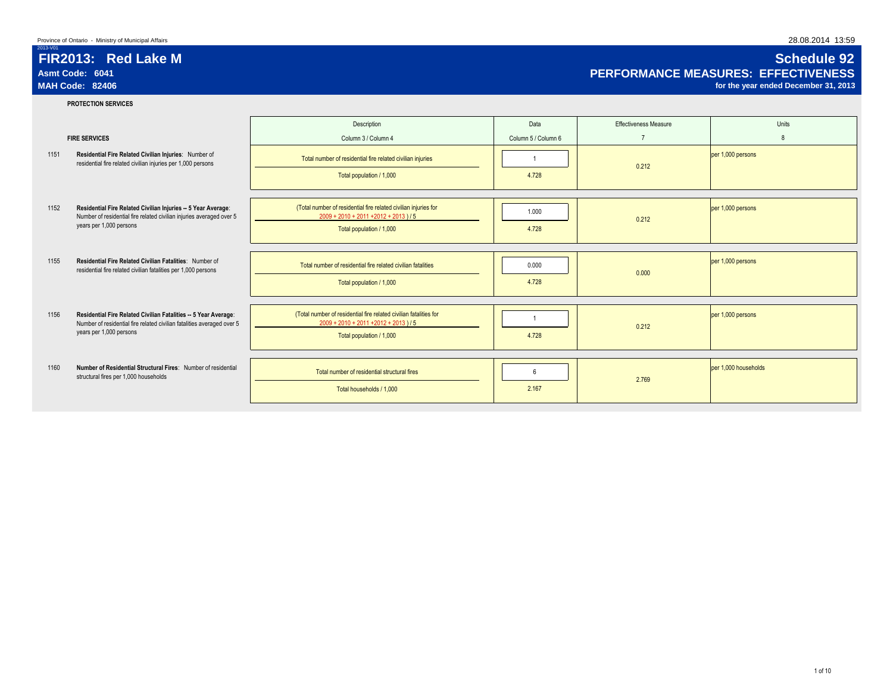Province of Ontario - Ministry of Municipal Affairs

2013-V01

# FIR2013: Red Lake M

**Asmt Code: 6041**

**MAH Code: 82406**

## Schedule 92

## PERFORMANCE MEASURES: EFFECTIVENESS

**for the year ended December 31, 2013**

**PROTECTION SERVICES**

| | FIRE SERVICES | Description<br>Column 3 / Column 4 | Data<br>Column 5 / Column 6 | Effectiveness Measure<br>7 | Units<br>8 |
|---|---|---|---|---|---|
| 1151 | **Residential Fire Related Civilian Injuries**: Number of residential fire related civilian injuries per 1,000 persons | Total number of residential fire related civilian injuries / Total population / 1,000 | 1 / 4.728 | 0.212 | per 1,000 persons |
| 1152 | **Residential Fire Related Civilian Injuries -- 5 Year Average**: Number of residential fire related civilian injuries averaged over 5 years per 1,000 persons | (Total number of residential fire related civilian injuries for 2009 + 2010 + 2011 +2012 + 2013 ) / 5 / Total population / 1,000 | 1.000 / 4.728 | 0.212 | per 1,000 persons |
| 1155 | **Residential Fire Related Civilian Fatalities**: Number of residential fire related civilian fatalities per 1,000 persons | Total number of residential fire related civilian fatalities / Total population / 1,000 | 0.000 / 4.728 | 0.000 | per 1,000 persons |
| 1156 | **Residential Fire Related Civilian Fatalities -- 5 Year Average**: Number of residential fire related civilian fatalities averaged over 5 years per 1,000 persons | (Total number of residential fire related civilian fatalities for 2009 + 2010 + 2011 +2012 + 2013 ) / 5 / Total population / 1,000 | 1 / 4.728 | 0.212 | per 1,000 persons |
| 1160 | **Number of Residential Structural Fires**: Number of residential structural fires per 1,000 households | Total number of residential structural fires / Total households / 1,000 | 6 / 2.167 | 2.769 | per 1,000 households |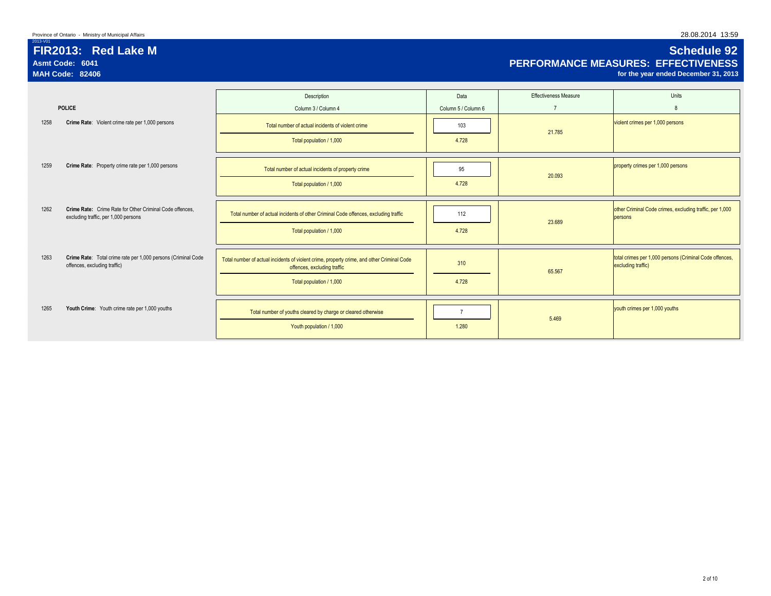Province of Ontario - Ministry of Municipal Affairs

2013-V01

# FIR2013: Red Lake M

**Asmt Code: 6041**

**MAH Code: 82406**

## Schedule 92

## PERFORMANCE MEASURES: EFFECTIVENESS

**for the year ended December 31, 2013**

| | POLICE | Description<br>Column 3 / Column 4 | Data<br>Column 5 / Column 6 | Effectiveness Measure<br>7 | Units<br>8 |
|---|---|---|---|---|---|
| 1258 | **Crime Rate**: Violent crime rate per 1,000 persons | Total number of actual incidents of violent crime | 103 | 21.785 | violent crimes per 1,000 persons |
| | | Total population / 1,000 | 4.728 | | |
| 1259 | **Crime Rate**: Property crime rate per 1,000 persons | Total number of actual incidents of property crime | 95 | 20.093 | property crimes per 1,000 persons |
| | | Total population / 1,000 | 4.728 | | |
| 1262 | **Crime Rate:** Crime Rate for Other Criminal Code offences, excluding traffic, per 1,000 persons | Total number of actual incidents of other Criminal Code offences, excluding traffic | 112 | 23.689 | other Criminal Code crimes, excluding traffic, per 1,000 persons |
| | | Total population / 1,000 | 4.728 | | |
| 1263 | **Crime Rate**: Total crime rate per 1,000 persons (Criminal Code offences, excluding traffic) | Total number of actual incidents of violent crime, property crime, and other Criminal Code offences, excluding traffic | 310 | 65.567 | total crimes per 1,000 persons (Criminal Code offences, excluding traffic) |
| | | Total population / 1,000 | 4.728 | | |
| 1265 | **Youth Crime**: Youth crime rate per 1,000 youths | Total number of youths cleared by charge or cleared otherwise | 7 | 5.469 | youth crimes per 1,000 youths |
| | | Youth population / 1,000 | 1.280 | | |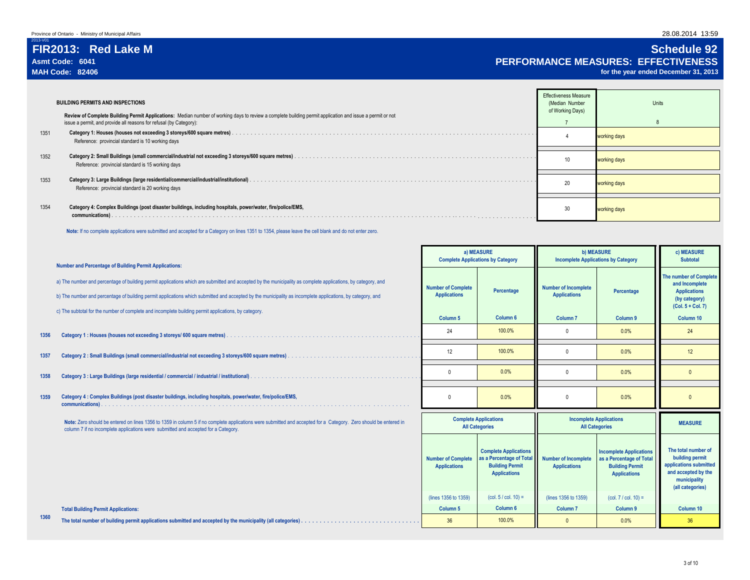Province of Ontario - Ministry of Municipal Affairs

2013-V01

# FIR2013: Red Lake M

**Asmt Code: 6041**
**MAH Code: 82406**

## Schedule 92
## PERFORMANCE MEASURES: EFFECTIVENESS
**for the year ended December 31, 2013**

### BUILDING PERMITS AND INSPECTIONS

**Review of Complete Building Permit Applications:** Median number of working days to review a complete building permit application and issue a permit or not issue a permit, and provide all reasons for refusal (by Category):

| Line | Description | Effectiveness Measure (Median Number of Working Days) | Units |
|---|---|---|---|
| | | 7 | 8 |
| 1351 | **Category 1: Houses (houses not exceeding 3 storeys/600 square metres)** . . . Reference: provincial standard is 10 working days | 4 | working days |
| 1352 | **Category 2: Small Buildings (small commercial/industrial not exceeding 3 storeys/600 square metres)** . . . Reference: provincial standard is 15 working days | 10 | working days |
| 1353 | **Category 3: Large Buildings (large residential/commercial/industrial/institutional)** . . . Reference: provincial standard is 20 working days | 20 | working days |
| 1354 | **Category 4: Complex Buildings (post disaster buildings, including hospitals, power/water, fire/police/EMS, communications)** . . . | 30 | working days |

**Note:** If no complete applications were submitted and accepted for a Category on lines 1351 to 1354, please leave the cell blank and do not enter zero.

**Number and Percentage of Building Permit Applications:**

a) The number and percentage of building permit applications which are submitted and accepted by the municipality as complete applications, by category, and

b) The number and percentage of building permit applications which submitted and accepted by the municipality as incomplete applications, by category, and

c) The subtotal for the number of complete and incomplete building permit applications, by category.

| Line | Description | a) MEASURE Complete Applications by Category | | b) MEASURE Incomplete Applications by Category | | c) MEASURE Subtotal |
|---|---|---|---|---|---|---|
| | | Number of Complete Applications | Percentage | Number of Incomplete Applications | Percentage | The number of Complete and Incomplete Applications (by category) (Col. 5 + Col. 7) |
| | | Column 5 | Column 6 | Column 7 | Column 9 | Column 10 |
| 1356 | **Category 1 : Houses (houses not exceeding 3 storeys/ 600 square metres)** . . . | 24 | 100.0% | 0 | 0.0% | 24 |
| 1357 | **Category 2 : Small Buildings (small commercial/industrial not exceeding 3 storeys/600 square metres)** . . . | 12 | 100.0% | 0 | 0.0% | 12 |
| 1358 | **Category 3 : Large Buildings (large residential / commercial / industrial / institutional)** . . . | 0 | 0.0% | 0 | 0.0% | 0 |
| 1359 | **Category 4 : Complex Buildings (post disaster buildings, including hospitals, power/water, fire/police/EMS, communications)** . . . | 0 | 0.0% | 0 | 0.0% | 0 |

**Note:** Zero should be entered on lines 1356 to 1359 in column 5 if no complete applications were submitted and accepted for a Category. Zero should be entered in column 7 if no incomplete applications were submitted and accepted for a Category.

| Line | Description | Complete Applications All Categories | | Incomplete Applications All Categories | | MEASURE |
|---|---|---|---|---|---|---|
| | | Number of Complete Applications | Complete Applications as a Percentage of Total Building Permit Applications | Number of Incomplete Applications | Incomplete Applications as a Percentage of Total Building Permit Applications | The total number of building permit applications submitted and accepted by the municipality (all categories) |
| | | (lines 1356 to 1359) | (col. 5 / col. 10) = | (lines 1356 to 1359) | (col. 7 / col. 10) = | |
| | **Total Building Permit Applications:** | Column 5 | Column 6 | Column 7 | Column 9 | Column 10 |
| 1360 | **The total number of building permit applications submitted and accepted by the municipality (all categories)** . . . | 36 | 100.0% | 0 | 0.0% | 36 |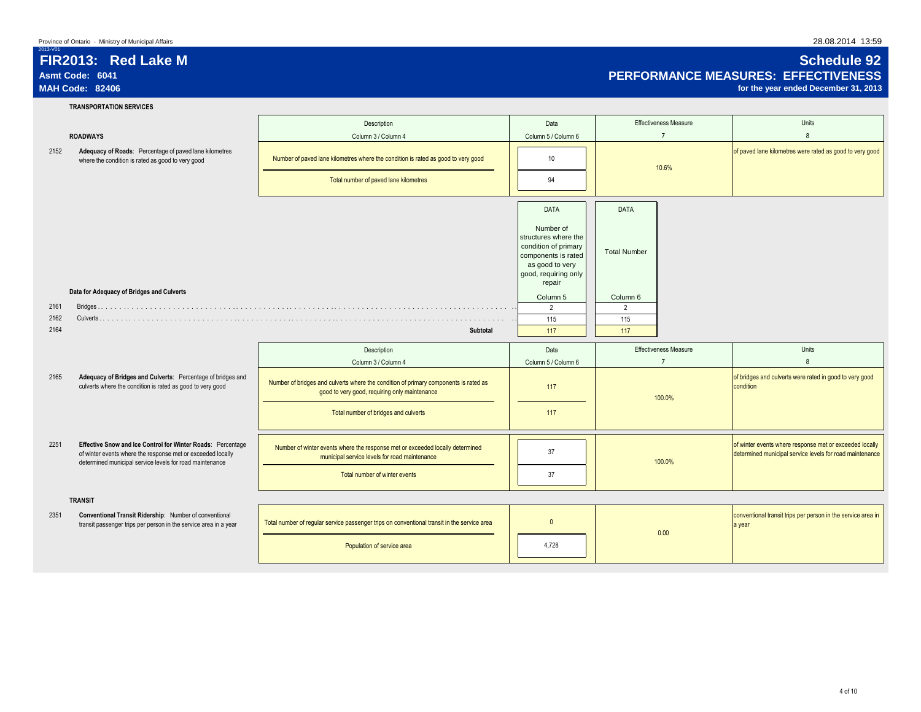Province of Ontario - Ministry of Municipal Affairs

2013-V01

# FIR2013: Red Lake M

**Asmt Code: 6041**

**MAH Code: 82406**

# Schedule 92

## PERFORMANCE MEASURES: EFFECTIVENESS

**for the year ended December 31, 2013**

### TRANSPORTATION SERVICES

#### ROADWAYS

| Line | Measure | Description (Column 3 / Column 4) | Data (Column 5 / Column 6) | Effectiveness Measure (7) | Units (8) |
|---|---|---|---|---|---|
| 2152 | **Adequacy of Roads**: Percentage of paved lane kilometres where the condition is rated as good to very good | Number of paved lane kilometres where the condition is rated as good to very good | 10 | 10.6% | of paved lane kilometres were rated as good to very good |
| | | Total number of paved lane kilometres | 94 | | |

**Data for Adequacy of Bridges and Culverts**

| Line | Item | DATA: Number of structures where the condition of primary components is rated as good to very good, requiring only repair (Column 5) | DATA: Total Number (Column 6) |
|---|---|---|---|
| 2161 | Bridges | 2 | 2 |
| 2162 | Culverts | 115 | 115 |
| 2164 | **Subtotal** | 117 | 117 |

| Line | Measure | Description (Column 3 / Column 4) | Data (Column 5 / Column 6) | Effectiveness Measure (7) | Units (8) |
|---|---|---|---|---|---|
| 2165 | **Adequacy of Bridges and Culverts**: Percentage of bridges and culverts where the condition is rated as good to very good | Number of bridges and culverts where the condition of primary components is rated as good to very good, requiring only maintenance | 117 | 100.0% | of bridges and culverts were rated in good to very good condition |
| | | Total number of bridges and culverts | 117 | | |
| 2251 | **Effective Snow and Ice Control for Winter Roads**: Percentage of winter events where the response met or exceeded locally determined municipal service levels for road maintenance | Number of winter events where the response met or exceeded locally determined municipal service levels for road maintenance | 37 | 100.0% | of winter events where response met or exceeded locally determined municipal service levels for road maintenance |
| | | Total number of winter events | 37 | | |

#### TRANSIT

| Line | Measure | Description (Column 3 / Column 4) | Data (Column 5 / Column 6) | Effectiveness Measure (7) | Units (8) |
|---|---|---|---|---|---|
| 2351 | **Conventional Transit Ridership**: Number of conventional transit passenger trips per person in the service area in a year | Total number of regular service passenger trips on conventional transit in the service area | 0 | 0.00 | conventional transit trips per person in the service area in a year |
| | | Population of service area | 4,728 | | |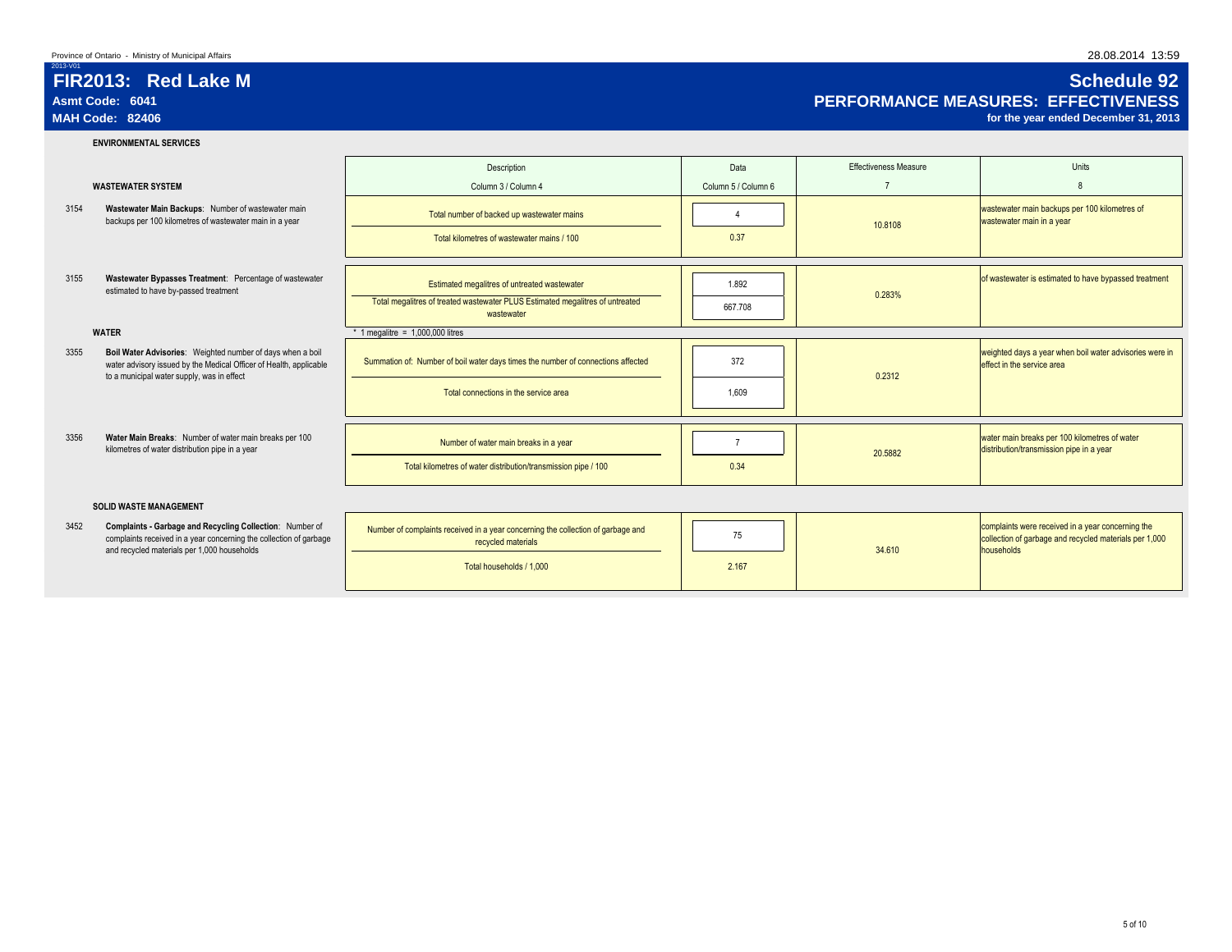Province of Ontario - Ministry of Municipal Affairs

2013-V01

# FIR2013: Red Lake M

**Asmt Code: 6041**

**MAH Code: 82406**

## Schedule 92

## PERFORMANCE MEASURES: EFFECTIVENESS

**for the year ended December 31, 2013**

### ENVIRONMENTAL SERVICES

| | | Description | Data | Effectiveness Measure | Units |
|---|---|---|---|---|---|
| | **WASTEWATER SYSTEM** | Column 3 / Column 4 | Column 5 / Column 6 | 7 | 8 |
| 3154 | **Wastewater Main Backups**: Number of wastewater main backups per 100 kilometres of wastewater main in a year | Total number of backed up wastewater mains | 4 | 10.8108 | wastewater main backups per 100 kilometres of wastewater main in a year |
| | | Total kilometres of wastewater mains / 100 | 0.37 | | |
| 3155 | **Wastewater Bypasses Treatment**: Percentage of wastewater estimated to have by-passed treatment | Estimated megalitres of untreated wastewater | 1.892 | 0.283% | of wastewater is estimated to have bypassed treatment |
| | | Total megalitres of treated wastewater PLUS Estimated megalitres of untreated wastewater | 667.708 | | |
| | **WATER** | * 1 megalitre = 1,000,000 litres | | | |
| 3355 | **Boil Water Advisories**: Weighted number of days when a boil water advisory issued by the Medical Officer of Health, applicable to a municipal water supply, was in effect | Summation of: Number of boil water days times the number of connections affected | 372 | 0.2312 | weighted days a year when boil water advisories were in effect in the service area |
| | | Total connections in the service area | 1,609 | | |
| 3356 | **Water Main Breaks**: Number of water main breaks per 100 kilometres of water distribution pipe in a year | Number of water main breaks in a year | 7 | 20.5882 | water main breaks per 100 kilometres of water distribution/transmission pipe in a year |
| | | Total kilometres of water distribution/transmission pipe / 100 | 0.34 | | |
| | **SOLID WASTE MANAGEMENT** | | | | |
| 3452 | **Complaints - Garbage and Recycling Collection**: Number of complaints received in a year concerning the collection of garbage and recycled materials per 1,000 households | Number of complaints received in a year concerning the collection of garbage and recycled materials | 75 | 34.610 | complaints were received in a year concerning the collection of garbage and recycled materials per 1,000 households |
| | | Total households / 1,000 | 2.167 | | |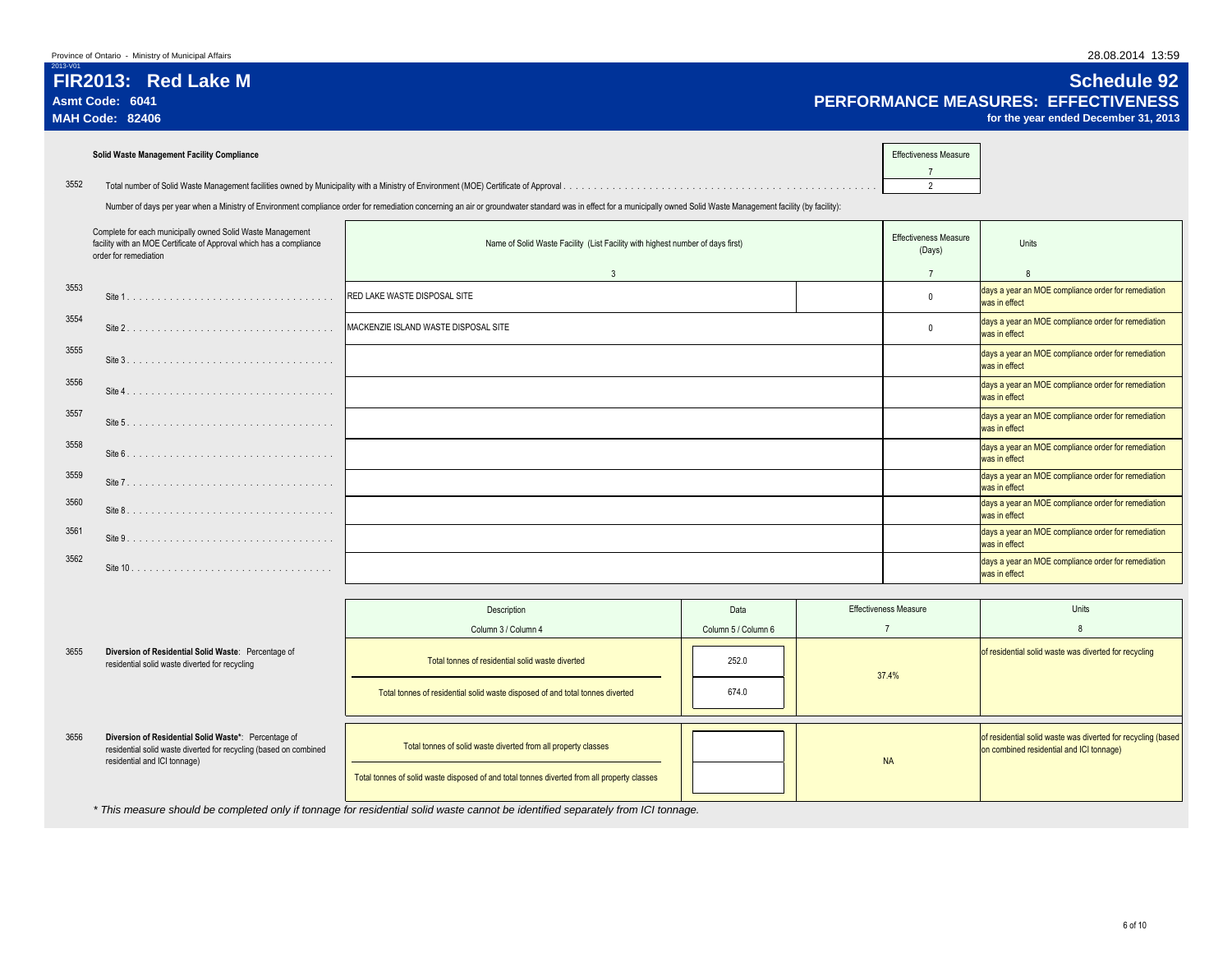Province of Ontario - Ministry of Municipal Affairs

2013-V01

# FIR2013: Red Lake M

**Asmt Code: 6041**

**MAH Code: 82406**

## Schedule 92

## PERFORMANCE MEASURES: EFFECTIVENESS

**for the year ended December 31, 2013**

### Solid Waste Management Facility Compliance

| | | Effective­ness Measure |
|---|---|---|
| | | 7 |
| 3552 | Total number of Solid Waste Management facilities owned by Municipality with a Ministry of Environment (MOE) Certificate of Approval | 2 |

Number of days per year when a Ministry of Environment compliance order for remediation concerning an air or groundwater standard was in effect for a municipally owned Solid Waste Management facility (by facility):

| | Complete for each municipally owned Solid Waste Management facility with an MOE Certificate of Approval which has a compliance order for remediation | Name of Solid Waste Facility (List Facility with highest number of days first) | Effectiveness Measure (Days) | Units |
|---|---|---|---|---|
| | | 3 | 7 | 8 |
| 3553 | Site 1 | RED LAKE WASTE DISPOSAL SITE | 0 | days a year an MOE compliance order for remediation was in effect |
| 3554 | Site 2 | MACKENZIE ISLAND WASTE DISPOSAL SITE | 0 | days a year an MOE compliance order for remediation was in effect |
| 3555 | Site 3 | | | days a year an MOE compliance order for remediation was in effect |
| 3556 | Site 4 | | | days a year an MOE compliance order for remediation was in effect |
| 3557 | Site 5 | | | days a year an MOE compliance order for remediation was in effect |
| 3558 | Site 6 | | | days a year an MOE compliance order for remediation was in effect |
| 3559 | Site 7 | | | days a year an MOE compliance order for remediation was in effect |
| 3560 | Site 8 | | | days a year an MOE compliance order for remediation was in effect |
| 3561 | Site 9 | | | days a year an MOE compliance order for remediation was in effect |
| 3562 | Site 10 | | | days a year an MOE compliance order for remediation was in effect |

| | | Description | Data | Effectiveness Measure | Units |
|---|---|---|---|---|---|
| | | Column 3 / Column 4 | Column 5 / Column 6 | 7 | 8 |
| 3655 | **Diversion of Residential Solid Waste**: Percentage of residential solid waste diverted for recycling | Total tonnes of residential solid waste diverted | 252.0 | 37.4% | of residential solid waste was diverted for recycling |
| | | Total tonnes of residential solid waste disposed of and total tonnes diverted | 674.0 | | |
| 3656 | **Diversion of Residential Solid Waste***: Percentage of residential solid waste diverted for recycling (based on combined residential and ICI tonnage) | Total tonnes of solid waste diverted from all property classes | | NA | of residential solid waste was diverted for recycling (based on combined residential and ICI tonnage) |
| | | Total tonnes of solid waste disposed of and total tonnes diverted from all property classes | | | |

*\* This measure should be completed only if tonnage for residential solid waste cannot be identified separately from ICI tonnage.*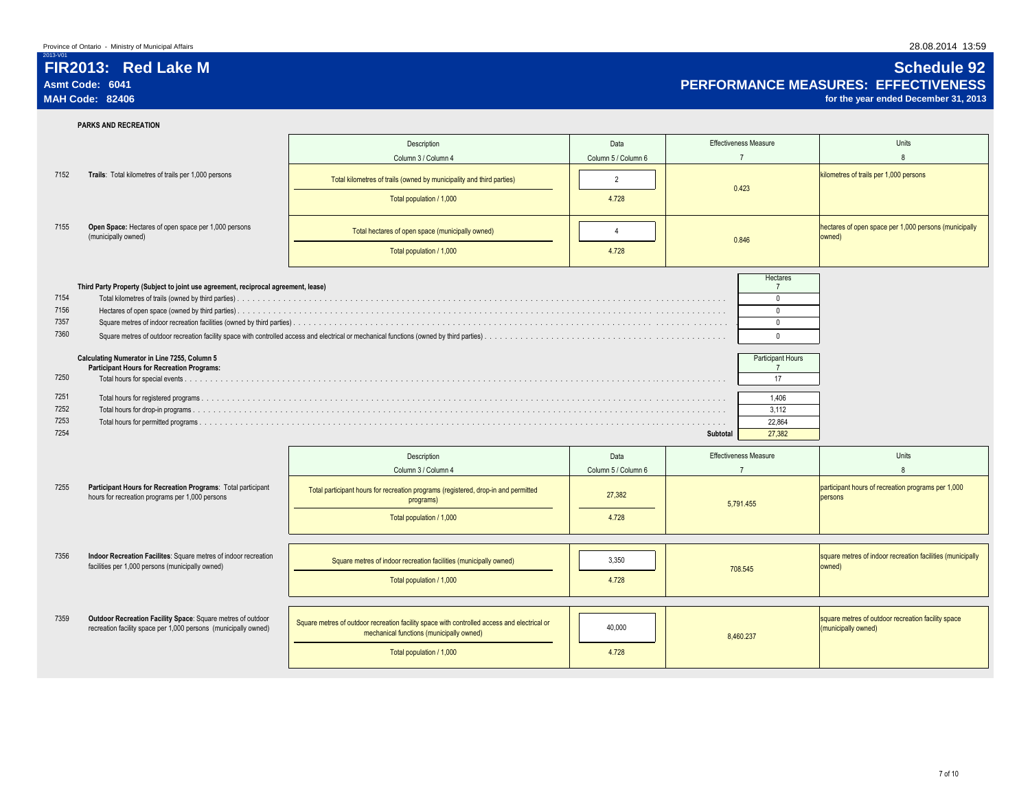Province of Ontario - Ministry of Municipal Affairs

# FIR2013: Red Lake M

**Asmt Code: 6041**
**MAH Code: 82406**

## Schedule 92
## PERFORMANCE MEASURES: EFFECTIVENESS
**for the year ended December 31, 2013**

### PARKS AND RECREATION

| Line | Measure | Description (Column 3 / Column 4) | Data (Column 5 / Column 6) | Effectiveness Measure (7) | Units (8) |
|---|---|---|---|---|---|
| 7152 | **Trails**: Total kilometres of trails per 1,000 persons | Total kilometres of trails (owned by municipality and third parties) | 2 | 0.423 | kilometres of trails per 1,000 persons |
| | | Total population / 1,000 | 4.728 | | |
| 7155 | **Open Space:** Hectares of open space per 1,000 persons (municipally owned) | Total hectares of open space (municipally owned) | 4 | 0.846 | hectares of open space per 1,000 persons (municipally owned) |
| | | Total population / 1,000 | 4.728 | | |

**Third Party Property (Subject to joint use agreement, reciprocal agreement, lease)**

| Line | Description | Hectares (7) |
|---|---|---|
| 7154 | Total kilometres of trails (owned by third parties) | 0 |
| 7156 | Hectares of open space (owned by third parties) | 0 |
| 7357 | Square metres of indoor recreation facilities (owned by third parties) | 0 |
| 7360 | Square metres of outdoor recreation facility space with controlled access and electrical or mechanical functions (owned by third parties) | 0 |

**Calculating Numerator in Line 7255, Column 5**
**Participant Hours for Recreation Programs:**

| Line | Description | Participant Hours (7) |
|---|---|---|
| 7250 | Total hours for special events | 17 |
| 7251 | Total hours for registered programs | 1,406 |
| 7252 | Total hours for drop-in programs | 3,112 |
| 7253 | Total hours for permitted programs | 22,864 |
| 7254 | **Subtotal** | 27,382 |

| Line | Measure | Description (Column 3 / Column 4) | Data (Column 5 / Column 6) | Effectiveness Measure (7) | Units (8) |
|---|---|---|---|---|---|
| 7255 | **Participant Hours for Recreation Programs**: Total participant hours for recreation programs per 1,000 persons | Total participant hours for recreation programs (registered, drop-in and permitted programs) | 27,382 | 5,791.455 | participant hours of recreation programs per 1,000 persons |
| | | Total population / 1,000 | 4.728 | | |
| 7356 | **Indoor Recreation Facilites**: Square metres of indoor recreation facilities per 1,000 persons (municipally owned) | Square metres of indoor recreation facilities (municipally owned) | 3,350 | 708.545 | square metres of indoor recreation facilities (municipally owned) |
| | | Total population / 1,000 | 4.728 | | |
| 7359 | **Outdoor Recreation Facility Space**: Square metres of outdoor recreation facility space per 1,000 persons (municipally owned) | Square metres of outdoor recreation facility space with controlled access and electrical or mechanical functions (municipally owned) | 40,000 | 8,460.237 | square metres of outdoor recreation facility space (municipally owned) |
| | | Total population / 1,000 | 4.728 | | |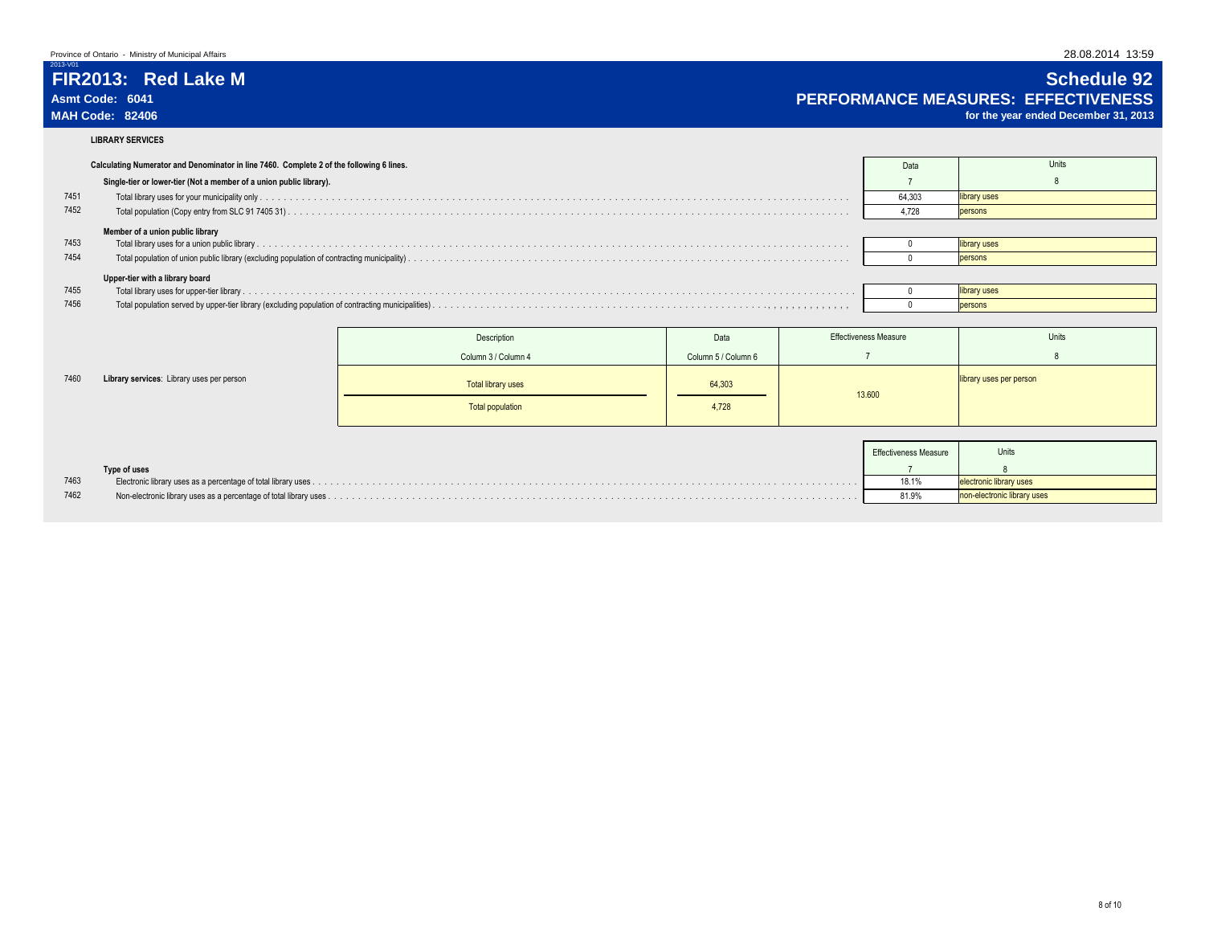Province of Ontario - Ministry of Municipal Affairs

2013-V01

# FIR2013: Red Lake M

**Asmt Code: 6041**

**MAH Code: 82406**

## Schedule 92

## PERFORMANCE MEASURES: EFFECTIVENESS

**for the year ended December 31, 2013**

### LIBRARY SERVICES

**Calculating Numerator and Denominator in line 7460. Complete 2 of the following 6 lines.**

| Line | | Data | Units |
|---|---|---|---|
| | | 7 | 8 |
| | **Single-tier or lower-tier (Not a member of a union public library).** | | |
| 7451 | Total library uses for your municipality only | 64,303 | library uses |
| 7452 | Total population (Copy entry from SLC 91 7405 31) | 4,728 | persons |
| | **Member of a union public library** | | |
| 7453 | Total library uses for a union public library | 0 | library uses |
| 7454 | Total population of union public library (excluding population of contracting municipality) | 0 | persons |
| | **Upper-tier with a library board** | | |
| 7455 | Total library uses for upper-tier library | 0 | library uses |
| 7456 | Total population served by upper-tier library (excluding population of contracting municipalities) | 0 | persons |

| Line | | Description | Data | Effectiveness Measure | Units |
|---|---|---|---|---|---|
| | | Column 3 / Column 4 | Column 5 / Column 6 | 7 | 8 |
| 7460 | **Library services**: Library uses per person | Total library uses / Total population | 64,303 / 4,728 | 13.600 | library uses per person |

| Line | **Type of uses** | Effectiveness Measure | Units |
|---|---|---|---|
| | | 7 | 8 |
| 7463 | Electronic library uses as a percentage of total library uses | 18.1% | electronic library uses |
| 7462 | Non-electronic library uses as a percentage of total library uses | 81.9% | non-electronic library uses |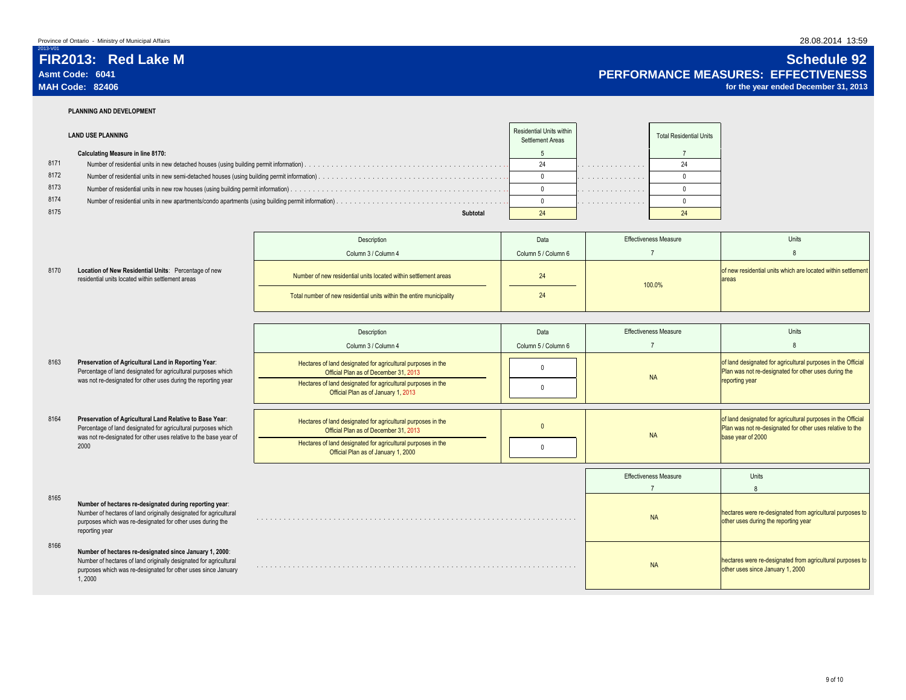Province of Ontario - Ministry of Municipal Affairs

2013-V01

# FIR2013: Red Lake M

**Asmt Code: 6041**
**MAH Code: 82406**

# Schedule 92

## PERFORMANCE MEASURES: EFFECTIVENESS

**for the year ended December 31, 2013**

### PLANNING AND DEVELOPMENT

#### LAND USE PLANNING

| Line | Calculating Measure in line 8170: | Residential Units within Settlement Areas | Total Residential Units |
|---|---|---|---|
| | | 5 | 7 |
| 8171 | Number of residential units in new detached houses (using building permit information) | 24 | 24 |
| 8172 | Number of residential units in new semi-detached houses (using building permit information) | 0 | 0 |
| 8173 | Number of residential units in new row houses (using building permit information) | 0 | 0 |
| 8174 | Number of residential units in new apartments/condo apartments (using building permit information) | 0 | 0 |
| 8175 | **Subtotal** | 24 | 24 |

| Line | Measure | Description (Column 3 / Column 4) | Data (Column 5 / Column 6) | Effectiveness Measure (7) | Units (8) |
|---|---|---|---|---|---|
| 8170 | **Location of New Residential Units**: Percentage of new residential units located within settlement areas | Number of new residential units located within settlement areas | 24 | 100.0% | of new residential units which are located within settlement areas |
| | | Total number of new residential units within the entire municipality | 24 | | |

| Line | Measure | Description (Column 3 / Column 4) | Data (Column 5 / Column 6) | Effectiveness Measure (7) | Units (8) |
|---|---|---|---|---|---|
| 8163 | **Preservation of Agricultural Land in Reporting Year**: Percentage of land designated for agricultural purposes which was not re-designated for other uses during the reporting year | Hectares of land designated for agricultural purposes in the Official Plan as of December 31, 2013 | 0 | NA | of land designated for agricultural purposes in the Official Plan was not re-designated for other uses during the reporting year |
| | | Hectares of land designated for agricultural purposes in the Official Plan as of January 1, 2013 | 0 | | |
| 8164 | **Preservation of Agricultural Land Relative to Base Year**: Percentage of land designated for agricultural purposes which was not re-designated for other uses relative to the base year of 2000 | Hectares of land designated for agricultural purposes in the Official Plan as of December 31, 2013 | 0 | NA | of land designated for agricultural purposes in the Official Plan was not re-designated for other uses relative to the base year of 2000 |
| | | Hectares of land designated for agricultural purposes in the Official Plan as of January 1, 2000 | 0 | | |

| Line | Measure | Effectiveness Measure (7) | Units (8) |
|---|---|---|---|
| 8165 | **Number of hectares re-designated during reporting year**: Number of hectares of land originally designated for agricultural purposes which was re-designated for other uses during the reporting year | NA | hectares were re-designated from agricultural purposes to other uses during the reporting year |
| 8166 | **Number of hectares re-designated since January 1, 2000**: Number of hectares of land originally designated for agricultural purposes which was re-designated for other uses since January 1, 2000 | NA | hectares were re-designated from agricultural purposes to other uses since January 1, 2000 |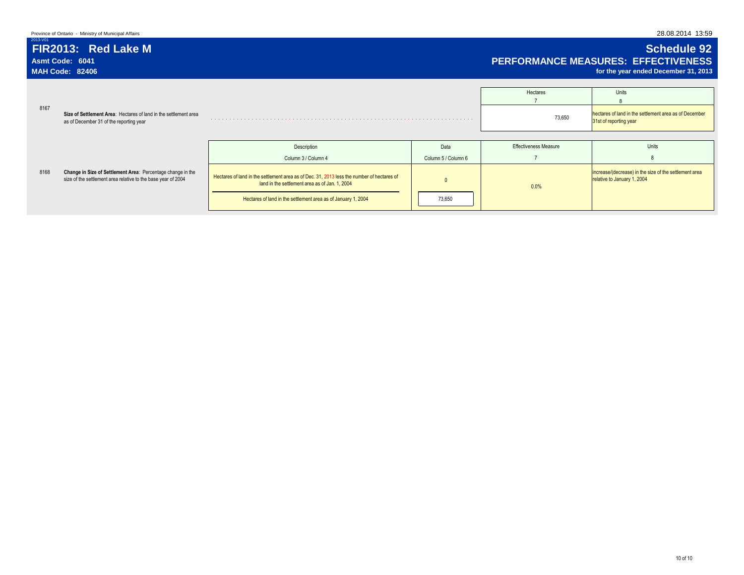Province of Ontario - Ministry of Municipal Affairs

2013-V01

# FIR2013: Red Lake M

**Asmt Code: 6041**

**MAH Code: 82406**

## Schedule 92

## PERFORMANCE MEASURES: EFFECTIVENESS

**for the year ended December 31, 2013**

| | | Hectares | Units |
|---|---|---|---|
| | | 7 | 8 |
| 8167 | **Size of Settlement Area**: Hectares of land in the settlement area as of December 31 of the reporting year | 73,650 | hectares of land in the settlement area as of December 31st of reporting year |

| | | Description | Data | Effectiveness Measure | Units |
|---|---|---|---|---|---|
| | | Column 3 / Column 4 | Column 5 / Column 6 | 7 | 8 |
| 8168 | **Change in Size of Settlement Area**: Percentage change in the size of the settlement area relative to the base year of 2004 | Hectares of land in the settlement area as of Dec. 31, 2013 less the number of hectares of land in the settlement area as of Jan. 1, 2004 | 0 | 0.0% | increase/(decrease) in the size of the settlement area relative to January 1, 2004 |
| | | Hectares of land in the settlement area as of January 1, 2004 | 73,650 | | |